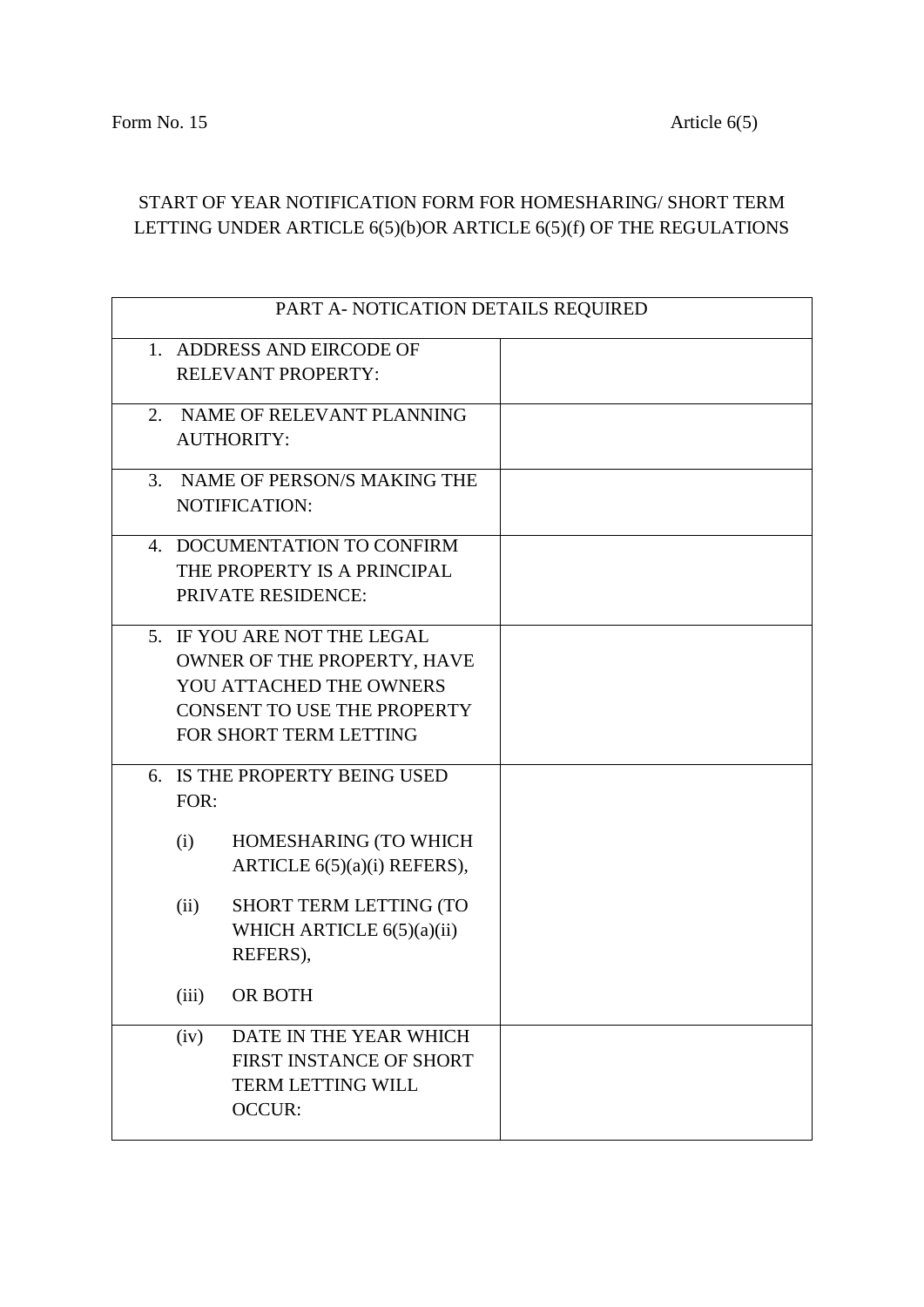Form No. 15 Article 6(5)

START OF YEAR NOTIFICATION FORM FOR HOMESHARING/ SHORT TERM LETTING UNDER ARTICLE 6(5)(b)OR ARTICLE 6(5)(f) OF THE REGULATIONS

| PART A- NOTICATION DETAILS REQUIRED | |
|---|---|
| 1. ADDRESS AND EIRCODE OF RELEVANT PROPERTY: | |
| 2. NAME OF RELEVANT PLANNING AUTHORITY: | |
| 3. NAME OF PERSON/S MAKING THE NOTIFICATION: | |
| 4. DOCUMENTATION TO CONFIRM THE PROPERTY IS A PRINCIPAL PRIVATE RESIDENCE: | |
| 5. IF YOU ARE NOT THE LEGAL OWNER OF THE PROPERTY, HAVE YOU ATTACHED THE OWNERS CONSENT TO USE THE PROPERTY FOR SHORT TERM LETTING | |
| 6. IS THE PROPERTY BEING USED FOR:<br>(i) HOMESHARING (TO WHICH ARTICLE 6(5)(a)(i) REFERS),<br>(ii) SHORT TERM LETTING (TO WHICH ARTICLE 6(5)(a)(ii) REFERS),<br>(iii) OR BOTH | |
| (iv) DATE IN THE YEAR WHICH FIRST INSTANCE OF SHORT TERM LETTING WILL OCCUR: | |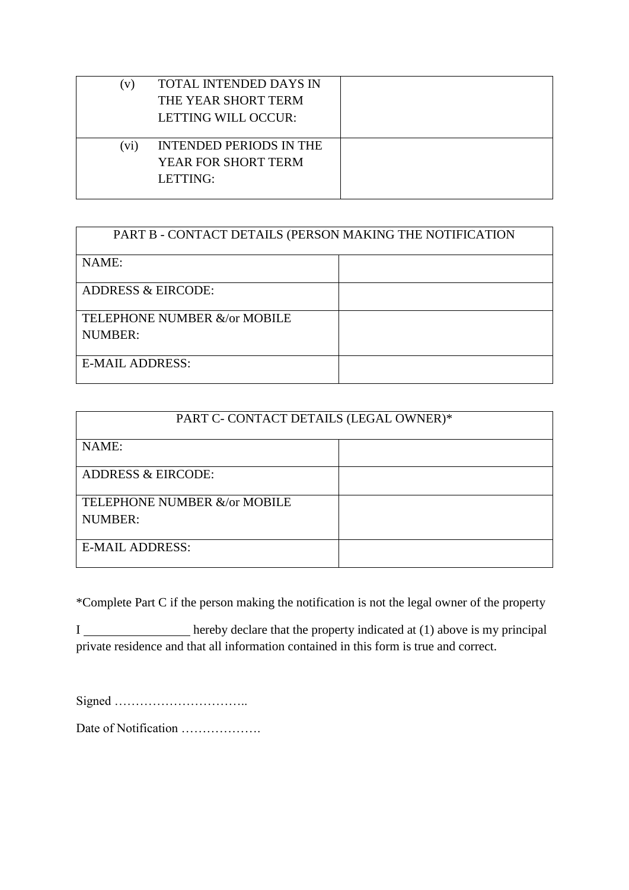| | | |
|---|---|---|
| (v) | TOTAL INTENDED DAYS IN THE YEAR SHORT TERM LETTING WILL OCCUR: | |
| (vi) | INTENDED PERIODS IN THE YEAR FOR SHORT TERM LETTING: | |

| PART B - CONTACT DETAILS (PERSON MAKING THE NOTIFICATION | |
|---|---|
| NAME: | |
| ADDRESS & EIRCODE: | |
| TELEPHONE NUMBER &/or MOBILE NUMBER: | |
| E-MAIL ADDRESS: | |

| PART C- CONTACT DETAILS (LEGAL OWNER)* | |
|---|---|
| NAME: | |
| ADDRESS & EIRCODE: | |
| TELEPHONE NUMBER &/or MOBILE NUMBER: | |
| E-MAIL ADDRESS: | |

*Complete Part C if the person making the notification is not the legal owner of the property

I ________________ hereby declare that the property indicated at (1) above is my principal private residence and that all information contained in this form is true and correct.

Signed …………………………..

Date of Notification ……………….